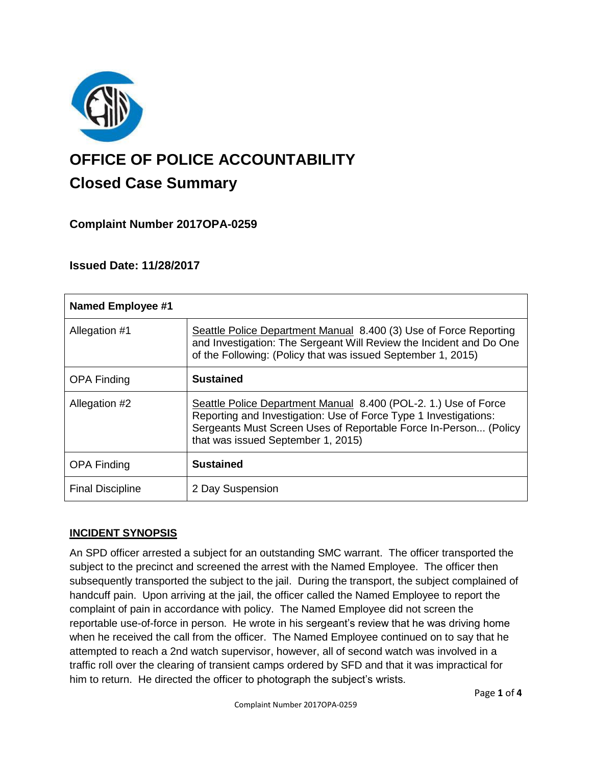# OFFICE OF POLICE ACCOUNTABILITY

## Closed Case Summary

### Complaint Number 2017OPA-0259

### Issued Date: 11/28/2017

| **Named Employee #1** | |
|---|---|
| Allegation #1 | Seattle Police Department Manual 8.400 (3) Use of Force Reporting and Investigation: The Sergeant Will Review the Incident and Do One of the Following: (Policy that was issued September 1, 2015) |
| OPA Finding | **Sustained** |
| Allegation #2 | Seattle Police Department Manual 8.400 (POL-2. 1.) Use of Force Reporting and Investigation: Use of Force Type 1 Investigations: Sergeants Must Screen Uses of Reportable Force In-Person... (Policy that was issued September 1, 2015) |
| OPA Finding | **Sustained** |
| Final Discipline | 2 Day Suspension |

**INCIDENT SYNOPSIS**

An SPD officer arrested a subject for an outstanding SMC warrant. The officer transported the subject to the precinct and screened the arrest with the Named Employee. The officer then subsequently transported the subject to the jail. During the transport, the subject complained of handcuff pain. Upon arriving at the jail, the officer called the Named Employee to report the complaint of pain in accordance with policy. The Named Employee did not screen the reportable use-of-force in person. He wrote in his sergeant's review that he was driving home when he received the call from the officer. The Named Employee continued on to say that he attempted to reach a 2nd watch supervisor, however, all of second watch was involved in a traffic roll over the clearing of transient camps ordered by SFD and that it was impractical for him to return. He directed the officer to photograph the subject's wrists.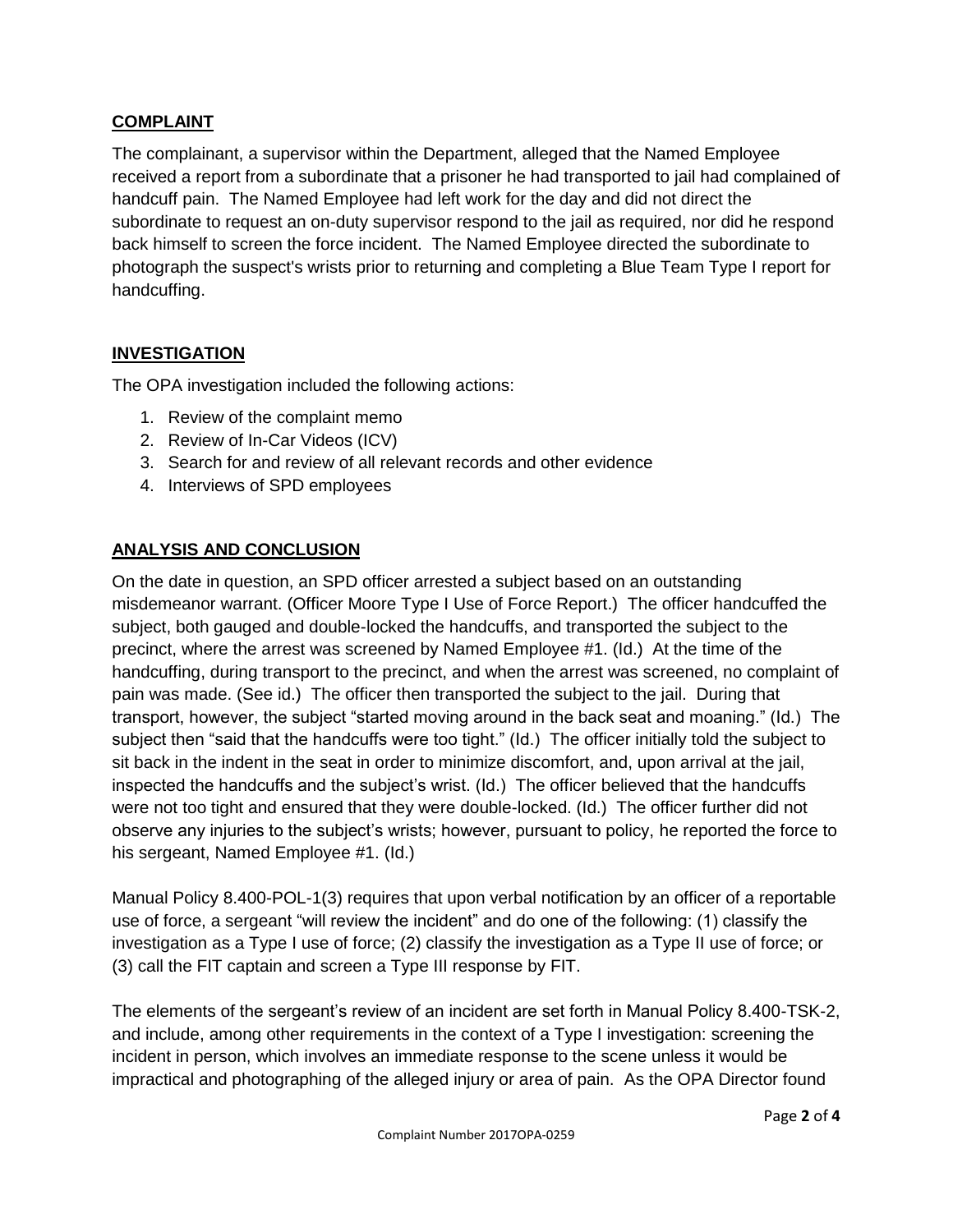## COMPLAINT

The complainant, a supervisor within the Department, alleged that the Named Employee received a report from a subordinate that a prisoner he had transported to jail had complained of handcuff pain. The Named Employee had left work for the day and did not direct the subordinate to request an on-duty supervisor respond to the jail as required, nor did he respond back himself to screen the force incident. The Named Employee directed the subordinate to photograph the suspect's wrists prior to returning and completing a Blue Team Type I report for handcuffing.

## INVESTIGATION

The OPA investigation included the following actions:

1. Review of the complaint memo
2. Review of In-Car Videos (ICV)
3. Search for and review of all relevant records and other evidence
4. Interviews of SPD employees

## ANALYSIS AND CONCLUSION

On the date in question, an SPD officer arrested a subject based on an outstanding misdemeanor warrant. (Officer Moore Type I Use of Force Report.) The officer handcuffed the subject, both gauged and double-locked the handcuffs, and transported the subject to the precinct, where the arrest was screened by Named Employee #1. (Id.) At the time of the handcuffing, during transport to the precinct, and when the arrest was screened, no complaint of pain was made. (See id.) The officer then transported the subject to the jail. During that transport, however, the subject "started moving around in the back seat and moaning." (Id.) The subject then "said that the handcuffs were too tight." (Id.) The officer initially told the subject to sit back in the indent in the seat in order to minimize discomfort, and, upon arrival at the jail, inspected the handcuffs and the subject's wrist. (Id.) The officer believed that the handcuffs were not too tight and ensured that they were double-locked. (Id.) The officer further did not observe any injuries to the subject's wrists; however, pursuant to policy, he reported the force to his sergeant, Named Employee #1. (Id.)

Manual Policy 8.400-POL-1(3) requires that upon verbal notification by an officer of a reportable use of force, a sergeant "will review the incident" and do one of the following: (1) classify the investigation as a Type I use of force; (2) classify the investigation as a Type II use of force; or (3) call the FIT captain and screen a Type III response by FIT.

The elements of the sergeant's review of an incident are set forth in Manual Policy 8.400-TSK-2, and include, among other requirements in the context of a Type I investigation: screening the incident in person, which involves an immediate response to the scene unless it would be impractical and photographing of the alleged injury or area of pain. As the OPA Director found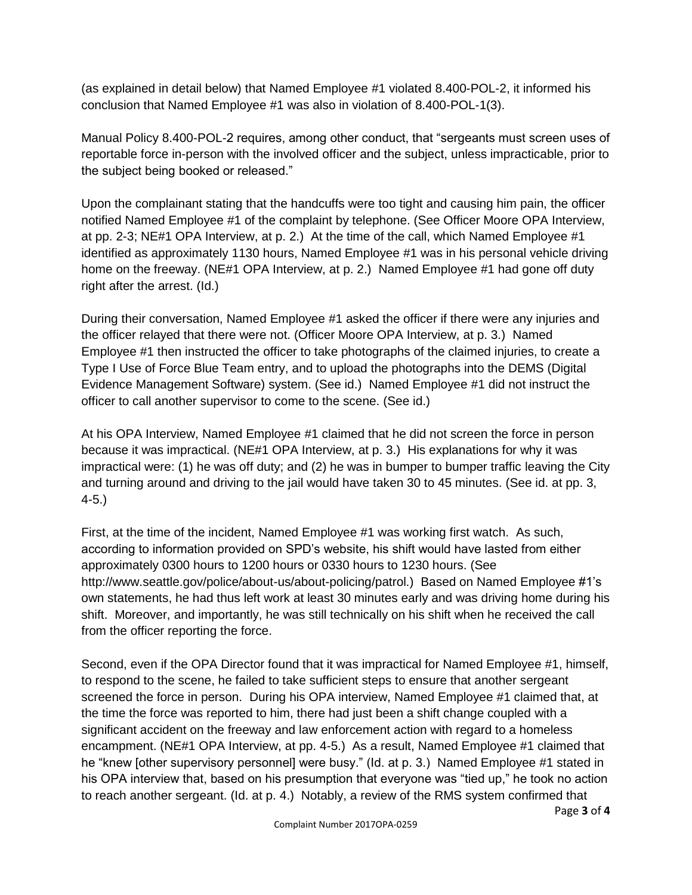(as explained in detail below) that Named Employee #1 violated 8.400-POL-2, it informed his conclusion that Named Employee #1 was also in violation of 8.400-POL-1(3).

Manual Policy 8.400-POL-2 requires, among other conduct, that "sergeants must screen uses of reportable force in-person with the involved officer and the subject, unless impracticable, prior to the subject being booked or released."

Upon the complainant stating that the handcuffs were too tight and causing him pain, the officer notified Named Employee #1 of the complaint by telephone. (See Officer Moore OPA Interview, at pp. 2-3; NE#1 OPA Interview, at p. 2.) At the time of the call, which Named Employee #1 identified as approximately 1130 hours, Named Employee #1 was in his personal vehicle driving home on the freeway. (NE#1 OPA Interview, at p. 2.) Named Employee #1 had gone off duty right after the arrest. (Id.)

During their conversation, Named Employee #1 asked the officer if there were any injuries and the officer relayed that there were not. (Officer Moore OPA Interview, at p. 3.) Named Employee #1 then instructed the officer to take photographs of the claimed injuries, to create a Type I Use of Force Blue Team entry, and to upload the photographs into the DEMS (Digital Evidence Management Software) system. (See id.) Named Employee #1 did not instruct the officer to call another supervisor to come to the scene. (See id.)

At his OPA Interview, Named Employee #1 claimed that he did not screen the force in person because it was impractical. (NE#1 OPA Interview, at p. 3.) His explanations for why it was impractical were: (1) he was off duty; and (2) he was in bumper to bumper traffic leaving the City and turning around and driving to the jail would have taken 30 to 45 minutes. (See id. at pp. 3, 4-5.)

First, at the time of the incident, Named Employee #1 was working first watch. As such, according to information provided on SPD's website, his shift would have lasted from either approximately 0300 hours to 1200 hours or 0330 hours to 1230 hours. (See http://www.seattle.gov/police/about-us/about-policing/patrol.) Based on Named Employee #1's own statements, he had thus left work at least 30 minutes early and was driving home during his shift. Moreover, and importantly, he was still technically on his shift when he received the call from the officer reporting the force.

Second, even if the OPA Director found that it was impractical for Named Employee #1, himself, to respond to the scene, he failed to take sufficient steps to ensure that another sergeant screened the force in person. During his OPA interview, Named Employee #1 claimed that, at the time the force was reported to him, there had just been a shift change coupled with a significant accident on the freeway and law enforcement action with regard to a homeless encampment. (NE#1 OPA Interview, at pp. 4-5.) As a result, Named Employee #1 claimed that he "knew [other supervisory personnel] were busy." (Id. at p. 3.) Named Employee #1 stated in his OPA interview that, based on his presumption that everyone was "tied up," he took no action to reach another sergeant. (Id. at p. 4.) Notably, a review of the RMS system confirmed that

Complaint Number 2017OPA-0259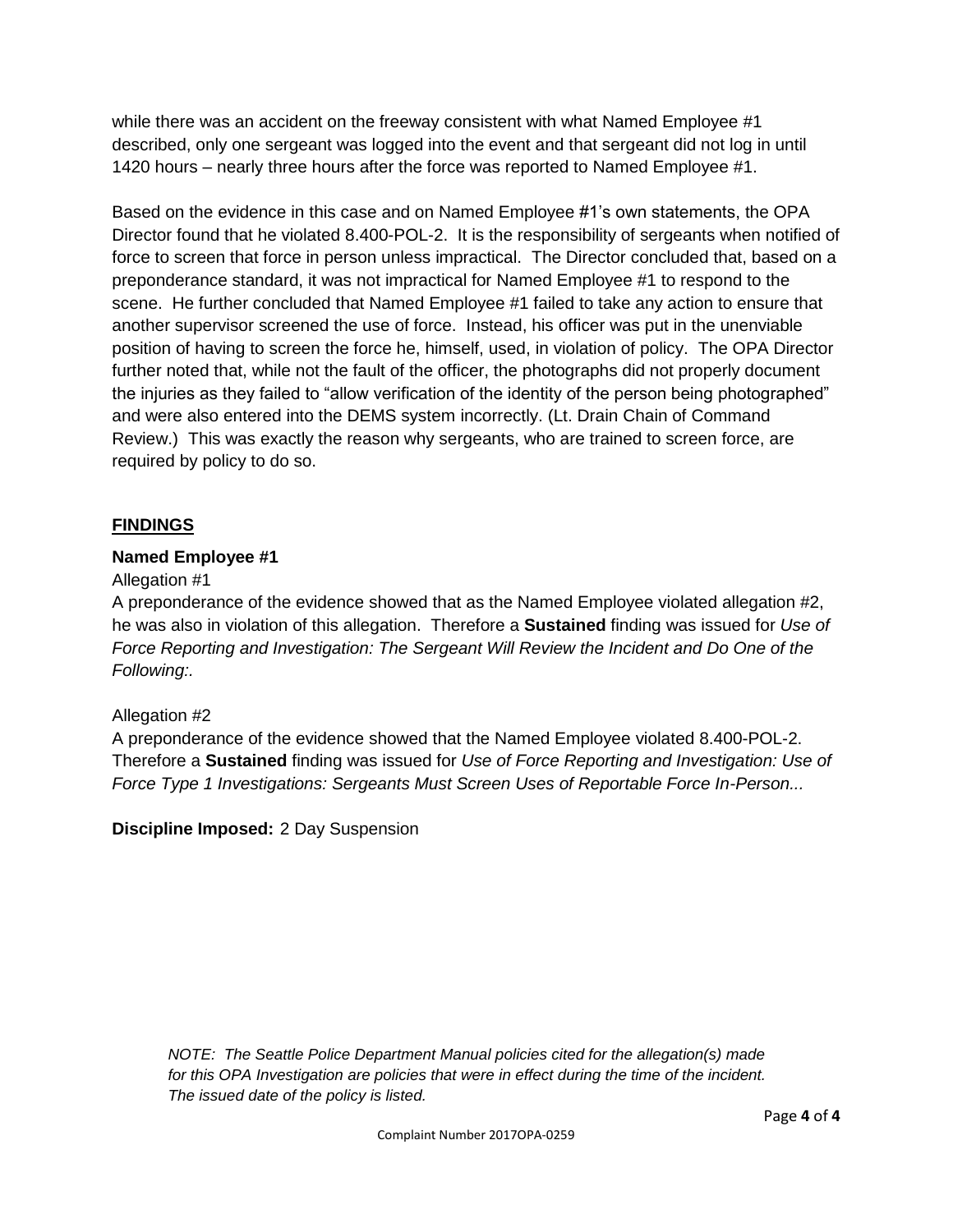while there was an accident on the freeway consistent with what Named Employee #1 described, only one sergeant was logged into the event and that sergeant did not log in until 1420 hours – nearly three hours after the force was reported to Named Employee #1.

Based on the evidence in this case and on Named Employee #1's own statements, the OPA Director found that he violated 8.400-POL-2. It is the responsibility of sergeants when notified of force to screen that force in person unless impractical. The Director concluded that, based on a preponderance standard, it was not impractical for Named Employee #1 to respond to the scene. He further concluded that Named Employee #1 failed to take any action to ensure that another supervisor screened the use of force. Instead, his officer was put in the unenviable position of having to screen the force he, himself, used, in violation of policy. The OPA Director further noted that, while not the fault of the officer, the photographs did not properly document the injuries as they failed to "allow verification of the identity of the person being photographed" and were also entered into the DEMS system incorrectly. (Lt. Drain Chain of Command Review.) This was exactly the reason why sergeants, who are trained to screen force, are required by policy to do so.

## FINDINGS

**Named Employee #1**

Allegation #1

A preponderance of the evidence showed that as the Named Employee violated allegation #2, he was also in violation of this allegation. Therefore a **Sustained** finding was issued for *Use of Force Reporting and Investigation: The Sergeant Will Review the Incident and Do One of the Following:.*

Allegation #2

A preponderance of the evidence showed that the Named Employee violated 8.400-POL-2. Therefore a **Sustained** finding was issued for *Use of Force Reporting and Investigation: Use of Force Type 1 Investigations: Sergeants Must Screen Uses of Reportable Force In-Person...*

**Discipline Imposed:** 2 Day Suspension

*NOTE: The Seattle Police Department Manual policies cited for the allegation(s) made for this OPA Investigation are policies that were in effect during the time of the incident. The issued date of the policy is listed.*

Complaint Number 2017OPA-0259